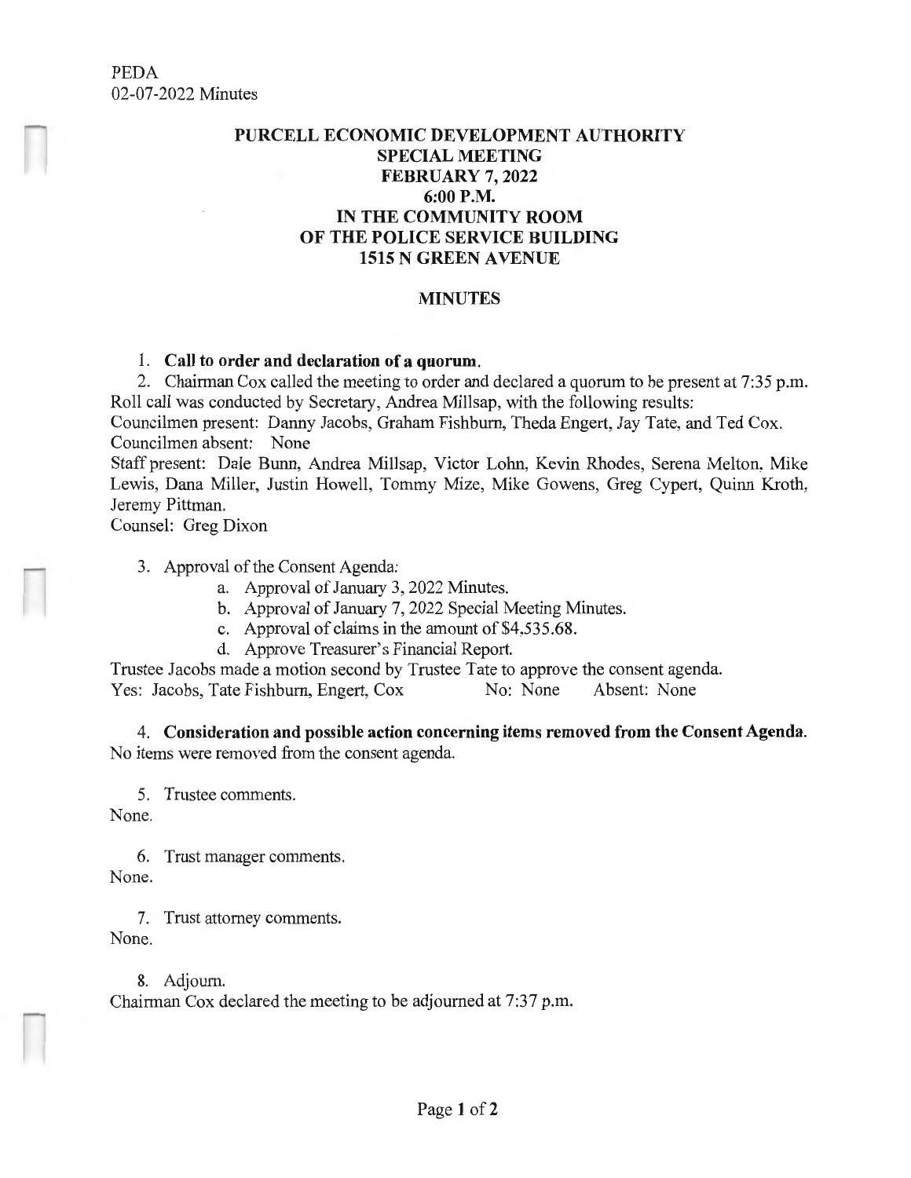# PURCELL ECONOMIC DEVELOPMENT AUTHORITY
## SPECIAL MEETING
## FEBRUARY 7, 2022
## 6:00 P.M.
## IN THE COMMUNITY ROOM
## OF THE POLICE SERVICE BUILDING
## 1515 N GREEN AVENUE

## MINUTES

1. **Call to order and declaration of a quorum.**
2. Chairman Cox called the meeting to order and declared a quorum to be present at 7:35 p.m.

Roll call was conducted by Secretary, Andrea Millsap, with the following results:
Councilmen present: Danny Jacobs, Graham Fishburn, Theda Engert, Jay Tate, and Ted Cox.
Councilmen absent: None
Staff present: Dale Bunn, Andrea Millsap, Victor Lohn, Kevin Rhodes, Serena Melton, Mike Lewis, Dana Miller, Justin Howell, Tommy Mize, Mike Gowens, Greg Cypert, Quinn Kroth, Jeremy Pittman.
Counsel: Greg Dixon

3. Approval of the Consent Agenda:
   a. Approval of January 3, 2022 Minutes.
   b. Approval of January 7, 2022 Special Meeting Minutes.
   c. Approval of claims in the amount of $4,535.68.
   d. Approve Treasurer's Financial Report.

Trustee Jacobs made a motion second by Trustee Tate to approve the consent agenda.
Yes: Jacobs, Tate Fishburn, Engert, Cox     No: None     Absent: None

4. **Consideration and possible action concerning items removed from the Consent Agenda.**

No items were removed from the consent agenda.

5. Trustee comments.

None.

6. Trust manager comments.

None.

7. Trust attorney comments.

None.

8. Adjourn.

Chairman Cox declared the meeting to be adjourned at 7:37 p.m.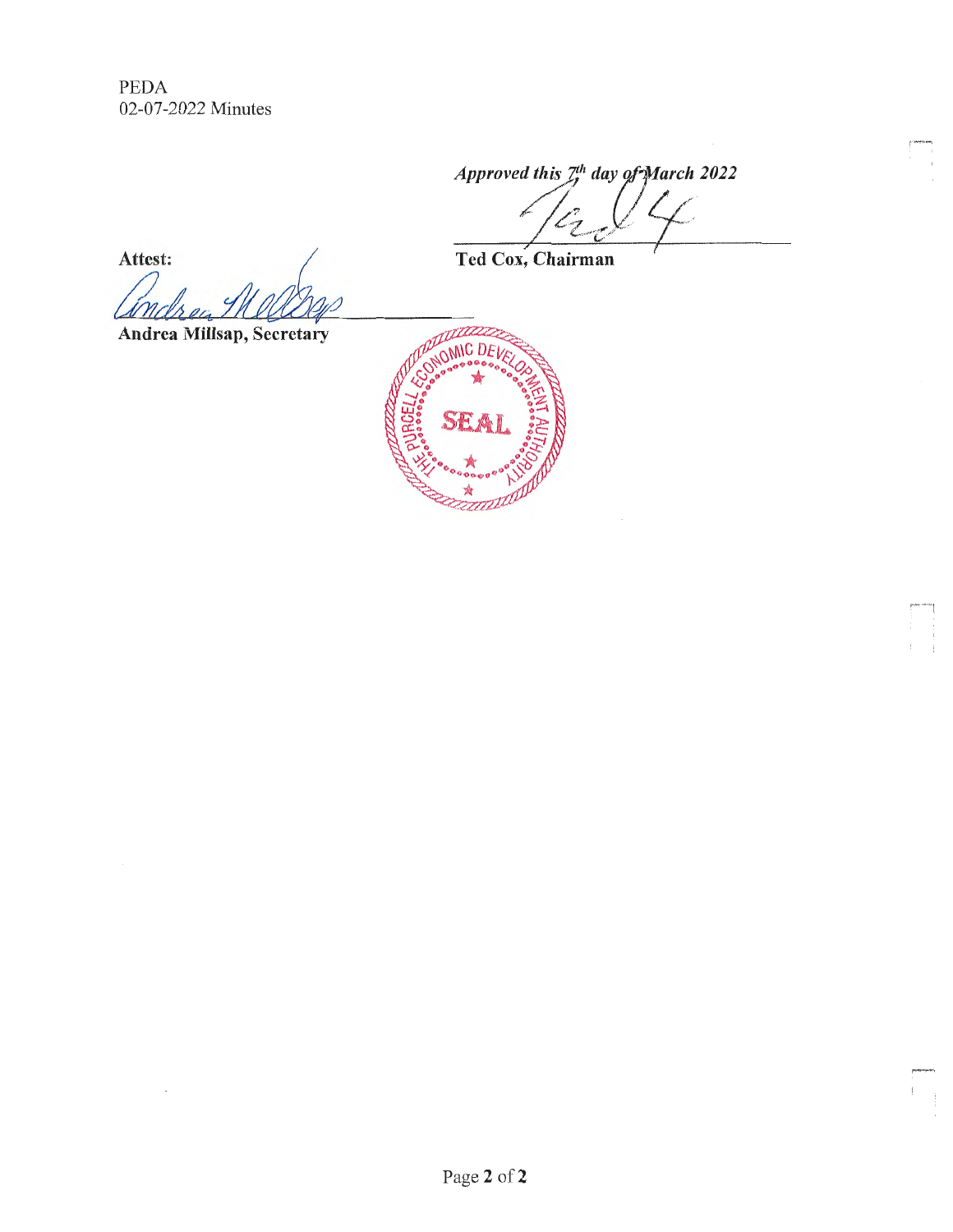*Approved this 7th day of March 2022*

**Ted Cox, Chairman**

**Attest:**

**Andrea Millsap, Secretary**

THE PURCELL ECONOMIC DEVELOPMENT AUTHORITY

SEAL